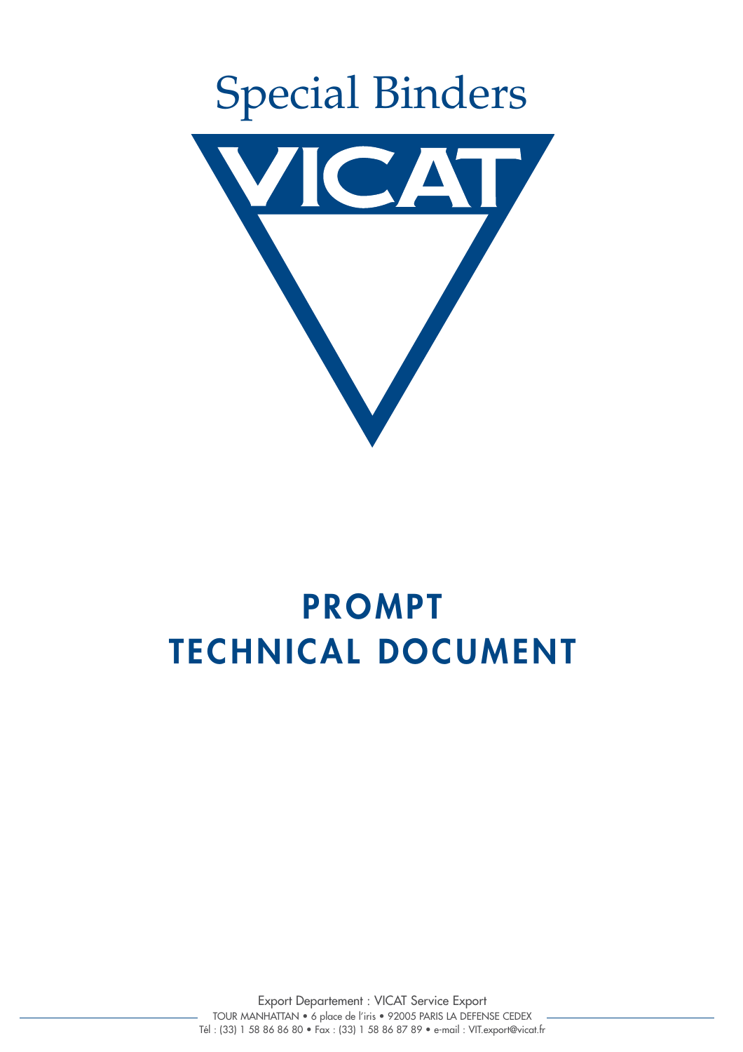# Special Binders

VICAT

# PROMPT
# TECHNICAL DOCUMENT

Export Departement : VICAT Service Export

TOUR MANHATTAN • 6 place de l'iris • 92005 PARIS LA DEFENSE CEDEX

Tél : (33) 1 58 86 86 80 • Fax : (33) 1 58 86 87 89 • e-mail : VIT.export@vicat.fr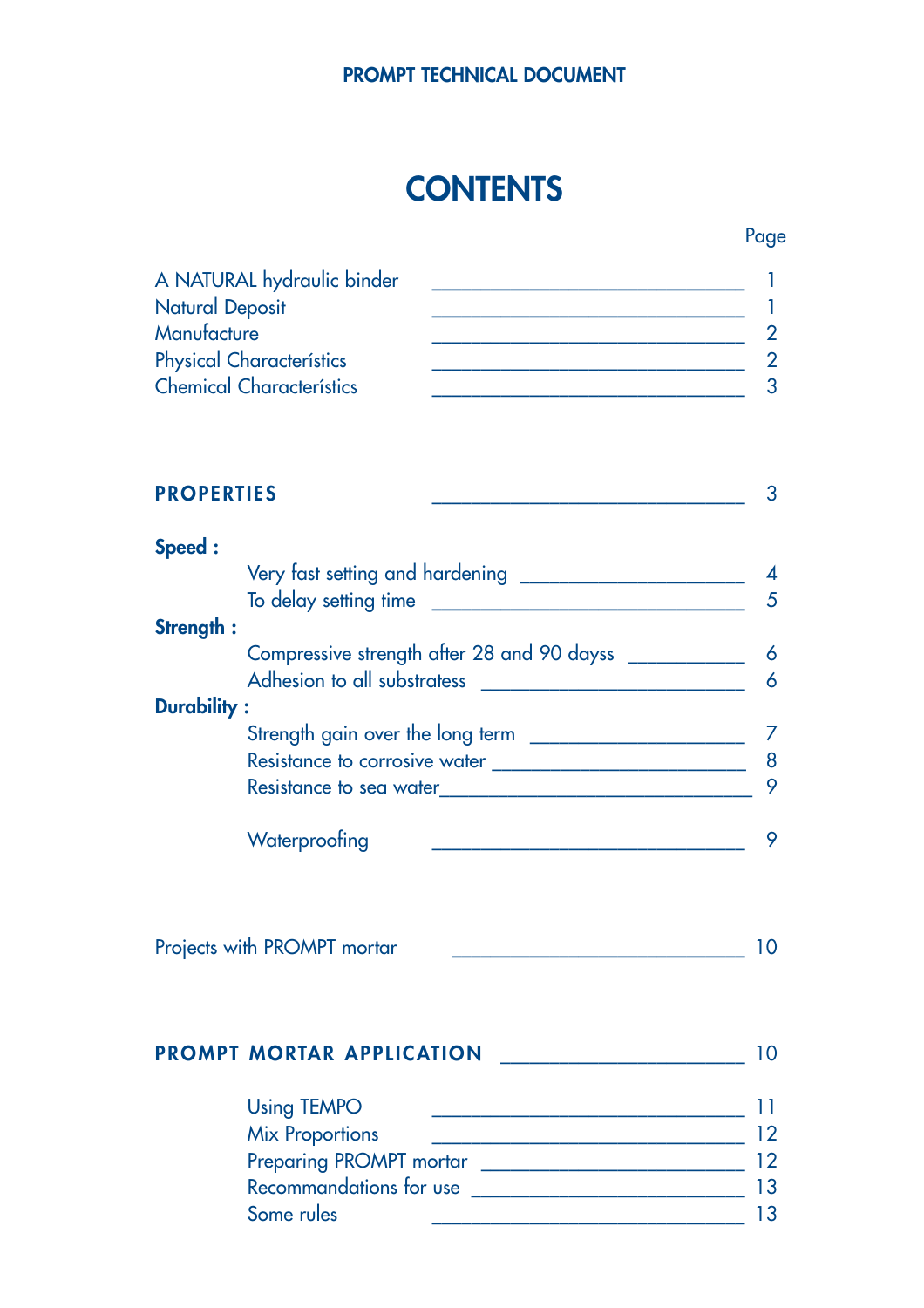PROMPT TECHNICAL DOCUMENT

# CONTENTS

| | Page |
|---|---|
| A NATURAL hydraulic binder | 1 |
| Natural Deposit | 1 |
| Manufacture | 2 |
| Physical Characterístics | 2 |
| Chemical Characterístics | 3 |
| | |
| **PROPERTIES** | 3 |
| | |
| **Speed :** | |
| Very fast setting and hardening | 4 |
| To delay setting time | 5 |
| **Strength :** | |
| Compressive strength after 28 and 90 dayss | 6 |
| Adhesion to all substratess | 6 |
| **Durability :** | |
| Strength gain over the long term | 7 |
| Resistance to corrosive water | 8 |
| Resistance to sea water | 9 |
| | |
| Waterproofing | 9 |
| | |
| Projects with PROMPT mortar | 10 |
| | |
| **PROMPT MORTAR APPLICATION** | 10 |
| | |
| Using TEMPO | 11 |
| Mix Proportions | 12 |
| Preparing PROMPT mortar | 12 |
| Recommandations for use | 13 |
| Some rules | 13 |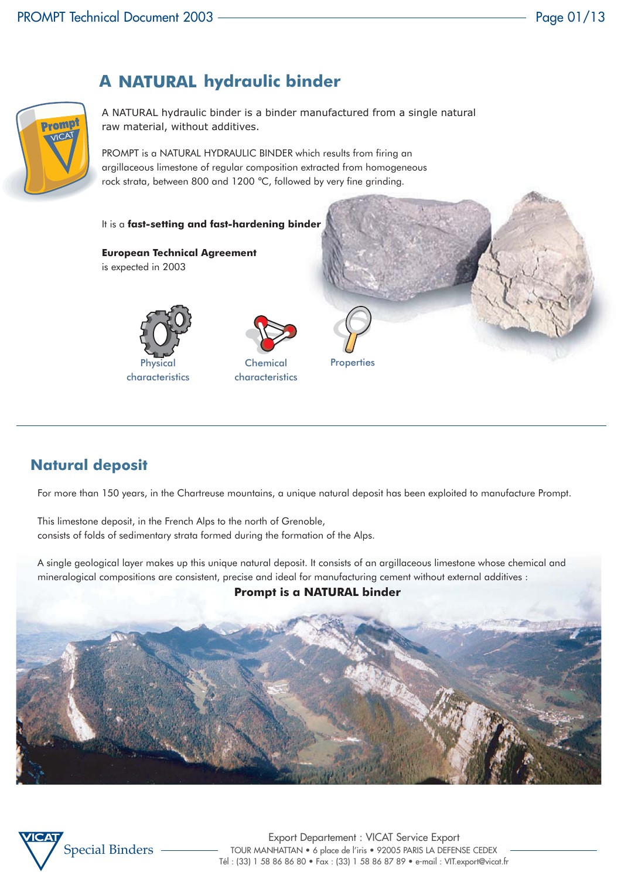# A NATURAL hydraulic binder

A NATURAL hydraulic binder is a binder manufactured from a single natural raw material, without additives.

PROMPT is a NATURAL HYDRAULIC BINDER which results from firing an argillaceous limestone of regular composition extracted from homogeneous rock strata, between 800 and 1200 °C, followed by very fine grinding.

It is a **fast-setting and fast-hardening binder**

**European Technical Agreement**
is expected in 2003

Physical characteristics

Chemical characteristics

Properties

## Natural deposit

For more than 150 years, in the Chartreuse mountains, a unique natural deposit has been exploited to manufacture Prompt.

This limestone deposit, in the French Alps to the north of Grenoble,
consists of folds of sedimentary strata formed during the formation of the Alps.

A single geological layer makes up this unique natural deposit. It consists of an argillaceous limestone whose chemical and mineralogical compositions are consistent, precise and ideal for manufacturing cement without external additives :

**Prompt is a NATURAL binder**

Special Binders

Export Departement : VICAT Service Export
TOUR MANHATTAN • 6 place de l'iris • 92005 PARIS LA DEFENSE CEDEX
Tél : (33) 1 58 86 86 80 • Fax : (33) 1 58 86 87 89 • e-mail : VIT.export@vicat.fr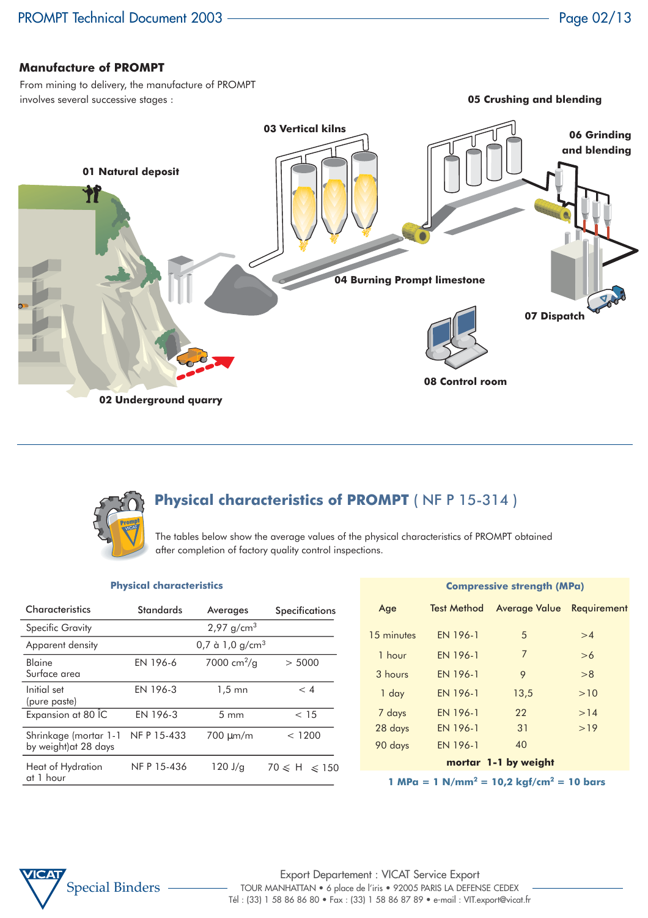## Manufacture of PROMPT

From mining to delivery, the manufacture of PROMPT involves several successive stages :

01 Natural deposit

02 Underground quarry

03 Vertical kilns

04 Burning Prompt limestone

05 Crushing and blending

06 Grinding and blending

07 Dispatch

08 Control room

## Physical characteristics of PROMPT ( NF P 15-314 )

The tables below show the average values of the physical characteristics of PROMPT obtained after completion of factory quality control inspections.

### Physical characteristics

| Characteristics | Standards | Averages | Specifications |
|---|---|---|---|
| Specific Gravity | | 2,97 g/cm$^3$ | |
| Apparent density | | 0,7 à 1,0 g/cm$^3$ | |
| Blaine Surface area | EN 196-6 | 7000 cm$^2$/g | > 5000 |
| Initial set (pure paste) | EN 196-3 | 1,5 mn | < 4 |
| Expansion at 80 ÎC | EN 196-3 | 5 mm | < 15 |
| Shrinkage (mortar 1-1 by weight)at 28 days | NF P 15-433 | 700 µm/m | < 1200 |
| Heat of Hydration at 1 hour | NF P 15-436 | 120 J/g | $70 \leqslant H \leqslant 150$ |

### Compressive strength (MPa)

| Age | Test Method | Average Value | Requirement |
|---|---|---|---|
| 15 minutes | EN 196-1 | 5 | >4 |
| 1 hour | EN 196-1 | 7 | >6 |
| 3 hours | EN 196-1 | 9 | >8 |
| 1 day | EN 196-1 | 13,5 | >10 |
| 7 days | EN 196-1 | 22 | >14 |
| 28 days | EN 196-1 | 31 | >19 |
| 90 days | EN 196-1 | 40 | |

**mortar 1-1 by weight**

**1 MPa = 1 N/mm$^2$ = 10,2 kgf/cm$^2$ = 10 bars**

VICAT Special Binders

Export Departement : VICAT Service Export
TOUR MANHATTAN • 6 place de l'iris • 92005 PARIS LA DEFENSE CEDEX
Tél : (33) 1 58 86 86 80 • Fax : (33) 1 58 86 87 89 • e-mail : VIT.export@vicat.fr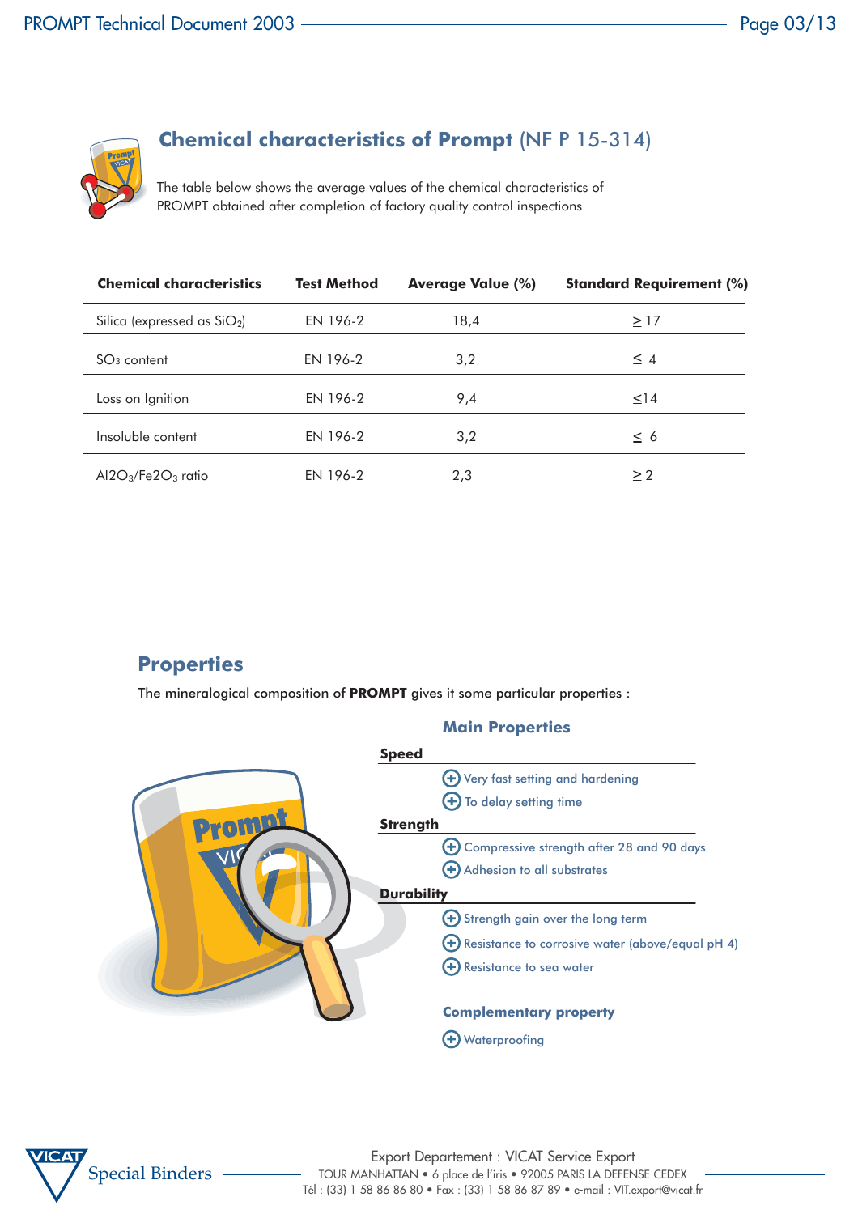## Chemical characteristics of Prompt (NF P 15-314)

The table below shows the average values of the chemical characteristics of PROMPT obtained after completion of factory quality control inspections

| Chemical characteristics | Test Method | Average Value (%) | Standard Requirement (%) |
|---|---|---|---|
| Silica (expressed as $SiO_2$) | EN 196-2 | 18,4 | ≥ 17 |
| $SO_3$ content | EN 196-2 | 3,2 | ≤ 4 |
| Loss on Ignition | EN 196-2 | 9,4 | ≤14 |
| Insoluble content | EN 196-2 | 3,2 | ≤ 6 |
| $Al_2O_3/Fe_2O_3$ ratio | EN 196-2 | 2,3 | ≥ 2 |

## Properties

The mineralogical composition of **PROMPT** gives it some particular properties :

### Main Properties

**Speed**

- Very fast setting and hardening
- To delay setting time

**Strength**

- Compressive strength after 28 and 90 days
- Adhesion to all substrates

**Durability**

- Strength gain over the long term
- Resistance to corrosive water (above/equal pH 4)
- Resistance to sea water

### Complementary property

- Waterproofing

Export Departement : VICAT Service Export
TOUR MANHATTAN • 6 place de l'iris • 92005 PARIS LA DEFENSE CEDEX
Tél : (33) 1 58 86 86 80 • Fax : (33) 1 58 86 87 89 • e-mail : VIT.export@vicat.fr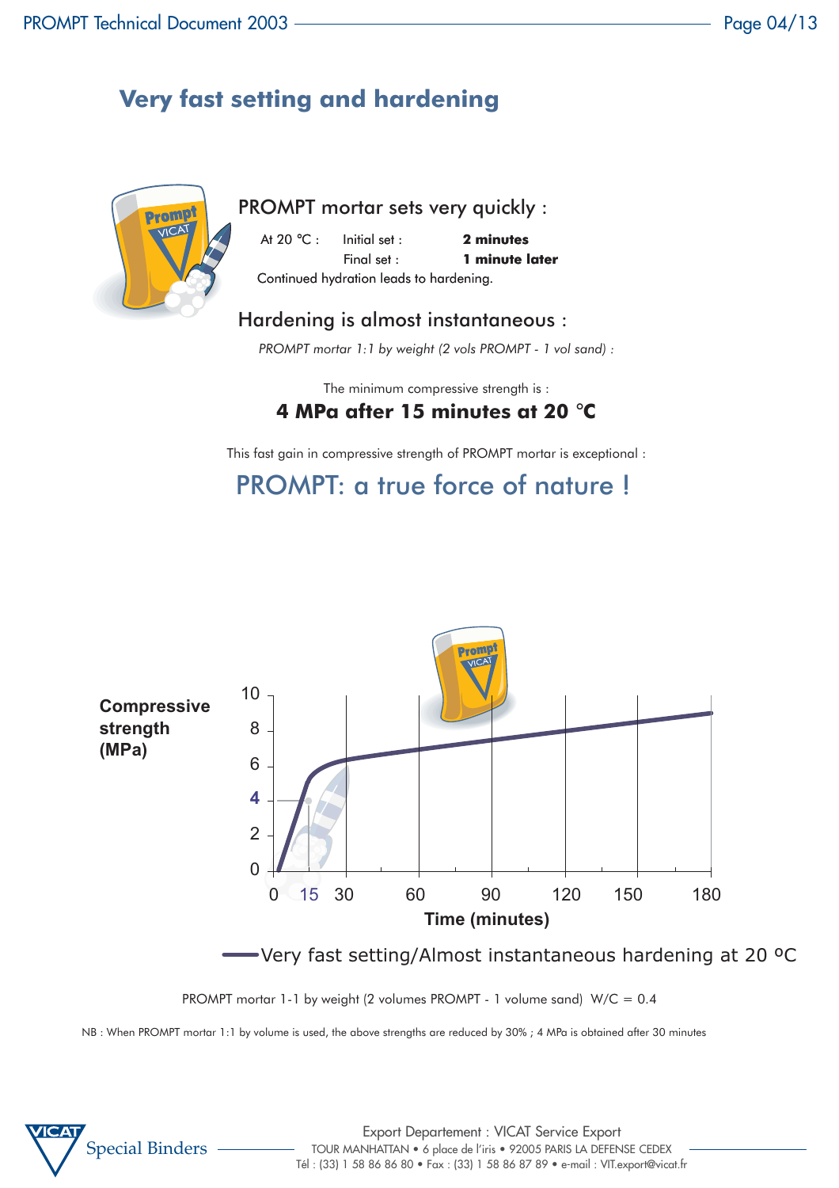# Very fast setting and hardening

## PROMPT mortar sets very quickly :

| At 20 °C : | Initial set : | **2 minutes** |
|---|---|---|
| | Final set : | **1 minute later** |

Continued hydration leads to hardening.

## Hardening is almost instantaneous :

*PROMPT mortar 1:1 by weight (2 vols PROMPT - 1 vol sand) :*

The minimum compressive strength is :

**4 MPa after 15 minutes at 20 °C**

This fast gain in compressive strength of PROMPT mortar is exceptional :

## PROMPT: a true force of nature !

Compressive strength (MPa)

Time (minutes)

Very fast setting/Almost instantaneous hardening at 20 ºC

PROMPT mortar 1-1 by weight (2 volumes PROMPT - 1 volume sand) W/C = 0.4

NB : When PROMPT mortar 1:1 by volume is used, the above strengths are reduced by 30% ; 4 MPa is obtained after 30 minutes

Export Departement : VICAT Service Export
TOUR MANHATTAN • 6 place de l'iris • 92005 PARIS LA DEFENSE CEDEX
Tél : (33) 1 58 86 86 80 • Fax : (33) 1 58 86 87 89 • e-mail : VIT.export@vicat.fr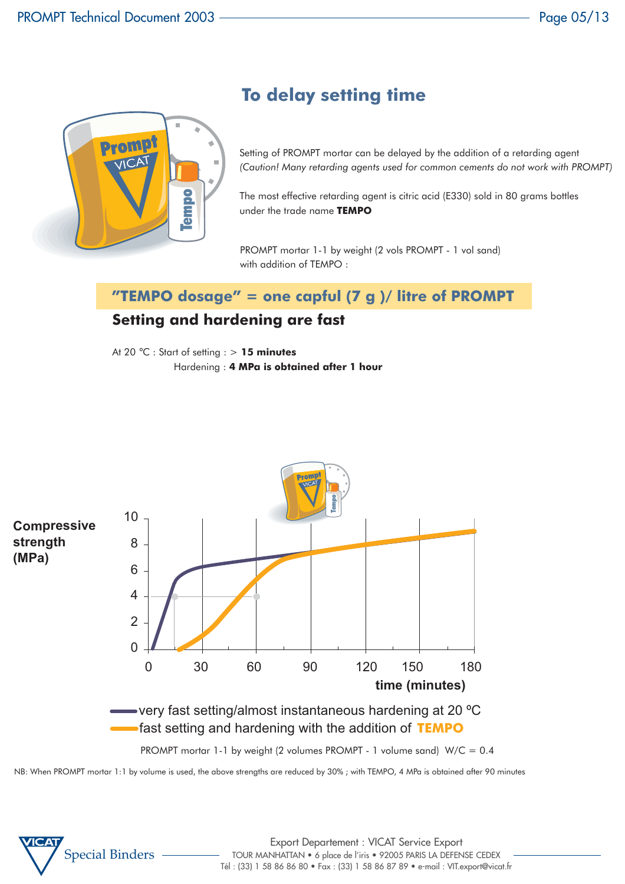# To delay setting time

Setting of PROMPT mortar can be delayed by the addition of a retarding agent
*(Caution! Many retarding agents used for common cements do not work with PROMPT)*

The most effective retarding agent is citric acid (E330) sold in 80 grams bottles under the trade name **TEMPO**

PROMPT mortar 1-1 by weight (2 vols PROMPT - 1 vol sand) with addition of TEMPO :

## "TEMPO dosage" = one capful (7 g )/ litre of PROMPT

### Setting and hardening are fast

At 20 °C : Start of setting : > **15 minutes**
Hardening : **4 MPa is obtained after 1 hour**

Compressive strength (MPa)

time (minutes)

very fast setting/almost instantaneous hardening at 20 ºC

fast setting and hardening with the addition of **TEMPO**

PROMPT mortar 1-1 by weight (2 volumes PROMPT - 1 volume sand) W/C = 0.4

NB: When PROMPT mortar 1:1 by volume is used, the above strengths are reduced by 30% ; with TEMPO, 4 MPa is obtained after 90 minutes

Special Binders

Export Departement : VICAT Service Export
TOUR MANHATTAN • 6 place de l'iris • 92005 PARIS LA DEFENSE CEDEX
Tél : (33) 1 58 86 86 80 • Fax : (33) 1 58 86 87 89 • e-mail : VIT.export@vicat.fr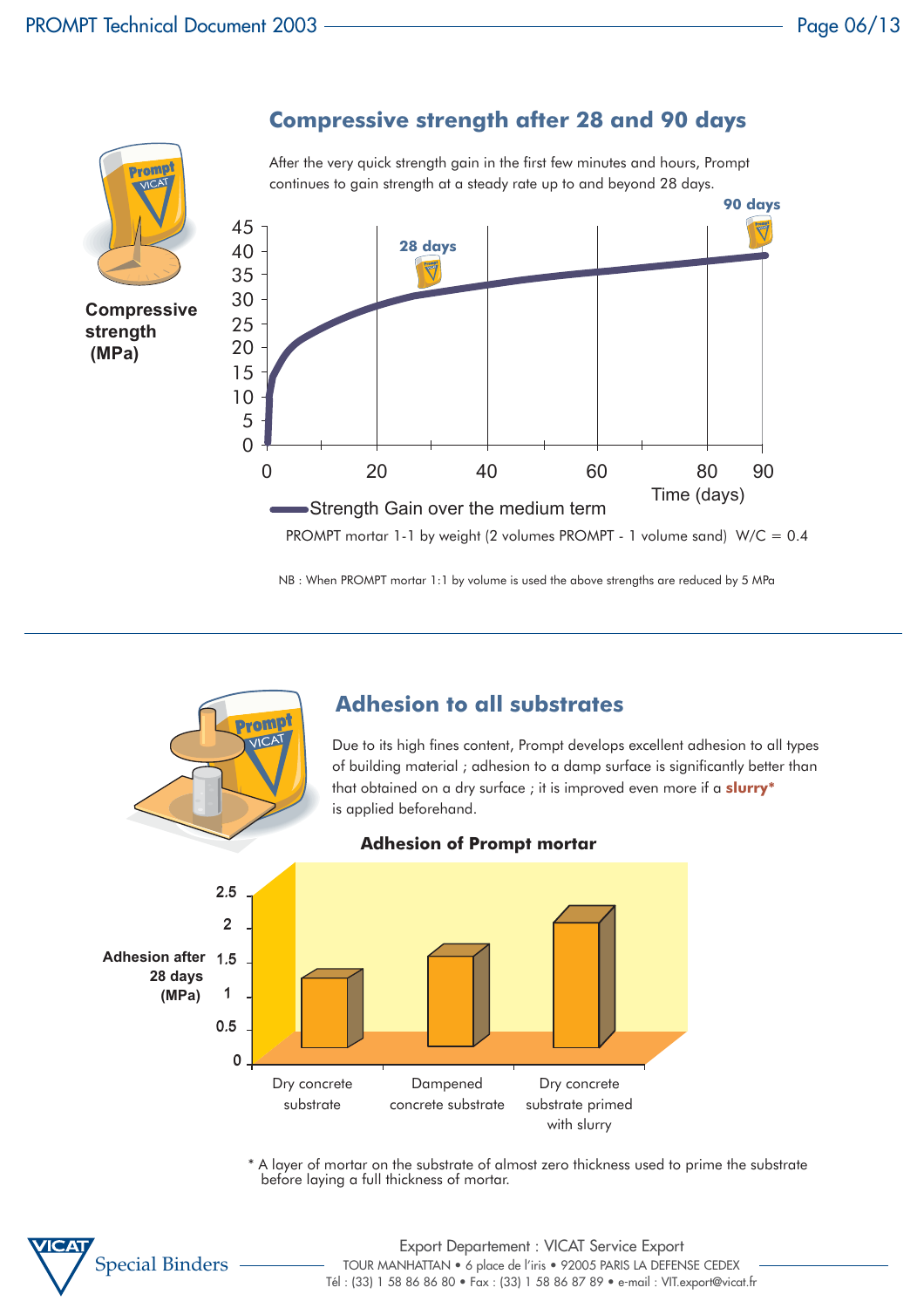## Compressive strength after 28 and 90 days

After the very quick strength gain in the first few minutes and hours, Prompt continues to gain strength at a steady rate up to and beyond 28 days.

Compressive strength (MPa)

Strength Gain over the medium term

Time (days)

PROMPT mortar 1-1 by weight (2 volumes PROMPT - 1 volume sand) W/C = 0.4

NB : When PROMPT mortar 1:1 by volume is used the above strengths are reduced by 5 MPa

## Adhesion to all substrates

Due to its high fines content, Prompt develops excellent adhesion to all types of building material ; adhesion to a damp surface is significantly better than that obtained on a dry surface ; it is improved even more if a **slurry\*** is applied beforehand.

**Adhesion of Prompt mortar**

Adhesion after 28 days (MPa)

Dry concrete substrate | Dampened concrete substrate | Dry concrete substrate primed with slurry

\* A layer of mortar on the substrate of almost zero thickness used to prime the substrate before laying a full thickness of mortar.

Export Departement : VICAT Service Export
TOUR MANHATTAN • 6 place de l'iris • 92005 PARIS LA DEFENSE CEDEX
Tél : (33) 1 58 86 86 80 • Fax : (33) 1 58 86 87 89 • e-mail : VIT.export@vicat.fr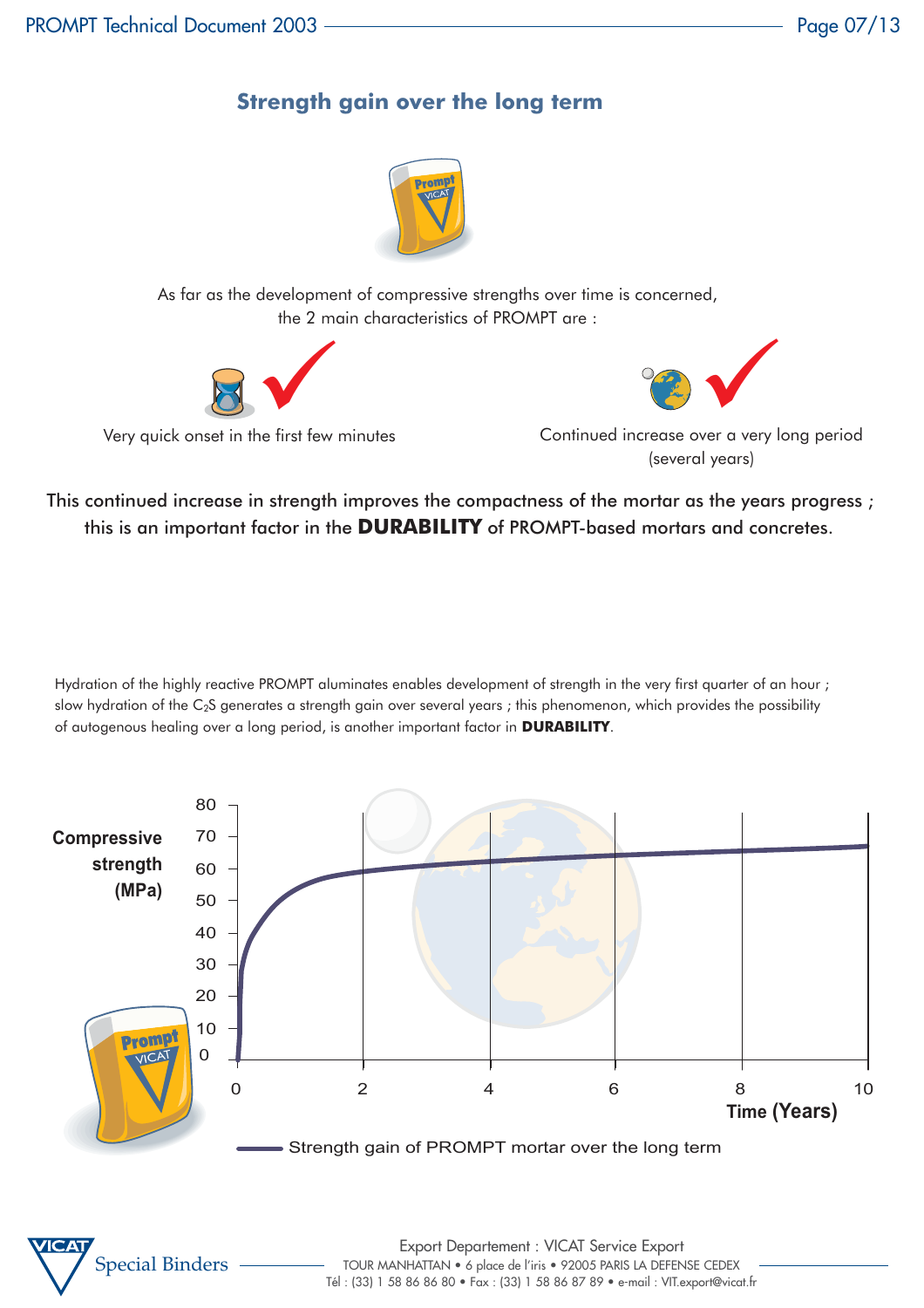## Strength gain over the long term

As far as the development of compressive strengths over time is concerned, the 2 main characteristics of PROMPT are :

- Very quick onset in the first few minutes
- Continued increase over a very long period (several years)

This continued increase in strength improves the compactness of the mortar as the years progress ; this is an important factor in the **DURABILITY** of PROMPT-based mortars and concretes.

Hydration of the highly reactive PROMPT aluminates enables development of strength in the very first quarter of an hour ; slow hydration of the $C_2S$ generates a strength gain over several years ; this phenomenon, which provides the possibility of autogenous healing over a long period, is another important factor in **DURABILITY**.

Compressive strength (MPa)

Time (Years)

Strength gain of PROMPT mortar over the long term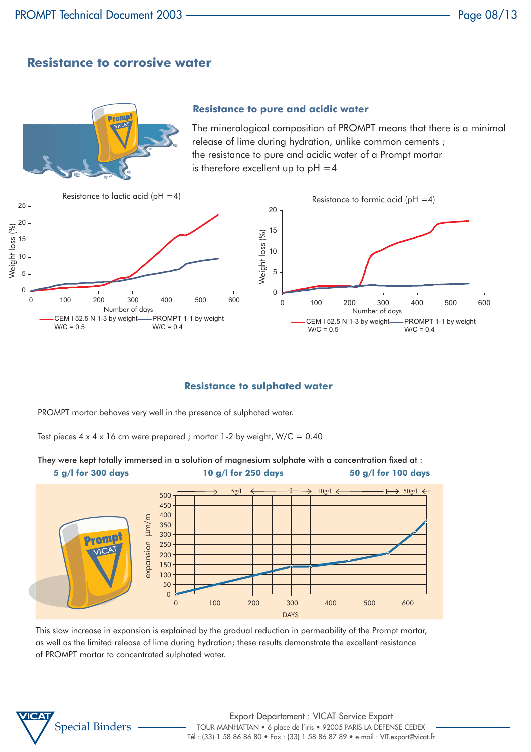## Resistance to corrosive water

### Resistance to pure and acidic water

The mineralogical composition of PROMPT means that there is a minimal release of lime during hydration, unlike common cements ;
the resistance to pure and acidic water of a Prompt mortar is therefore excellent up to pH =4

Resistance to lactic acid (pH =4)

Resistance to formic acid (pH =4)

CEM I 52.5 N 1-3 by weight W/C = 0.5 — PROMPT 1-1 by weight W/C = 0.4

### Resistance to sulphated water

PROMPT mortar behaves very well in the presence of sulphated water.

Test pieces 4 x 4 x 16 cm were prepared ; mortar 1-2 by weight, W/C = 0.40

They were kept totally immersed in a solution of magnesium sulphate with a concentration fixed at :

**5 g/l for 300 days** **10 g/l for 250 days** **50 g/l for 100 days**

This slow increase in expansion is explained by the gradual reduction in permeability of the Prompt mortar, as well as the limited release of lime during hydration; these results demonstrate the excellent resistance of PROMPT mortar to concentrated sulphated water.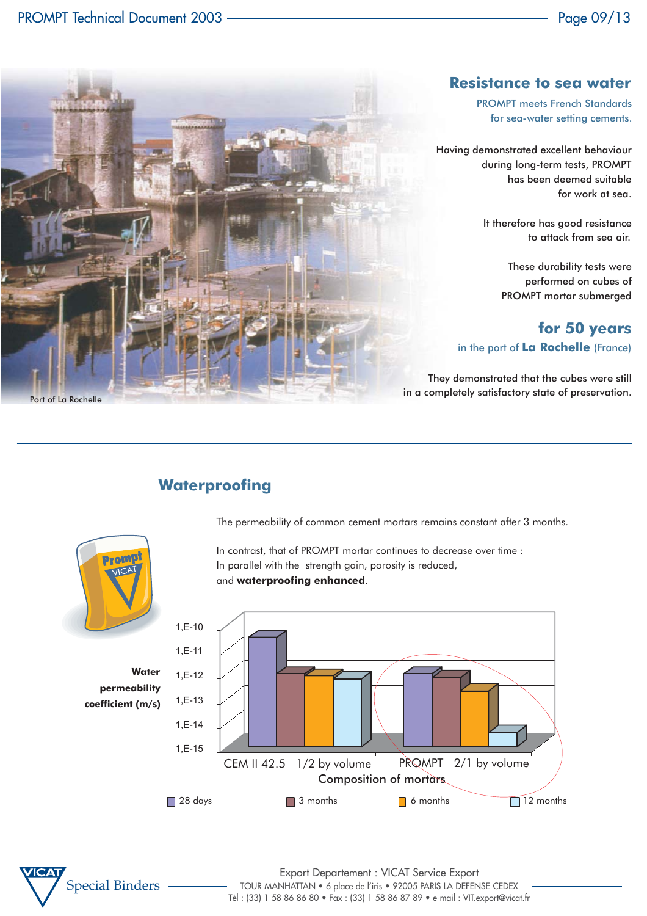## Resistance to sea water

PROMPT meets French Standards for sea-water setting cements.

Having demonstrated excellent behaviour during long-term tests, PROMPT has been deemed suitable for work at sea.

It therefore has good resistance to attack from sea air.

These durability tests were performed on cubes of PROMPT mortar submerged

**for 50 years**

in the port of **La Rochelle** (France)

They demonstrated that the cubes were still in a completely satisfactory state of preservation.

Port of La Rochelle

## Waterproofing

The permeability of common cement mortars remains constant after 3 months.

In contrast, that of PROMPT mortar continues to decrease over time :
In parallel with the strength gain, porosity is reduced,
and **waterproofing enhanced**.

**Water permeability coefficient (m/s)**

1,E-10
1,E-11
1,E-12
1,E-13
1,E-14
1,E-15

CEM II 42.5 1/2 by volume — PROMPT 2/1 by volume

Composition of mortars

28 days — 3 months — 6 months — 12 months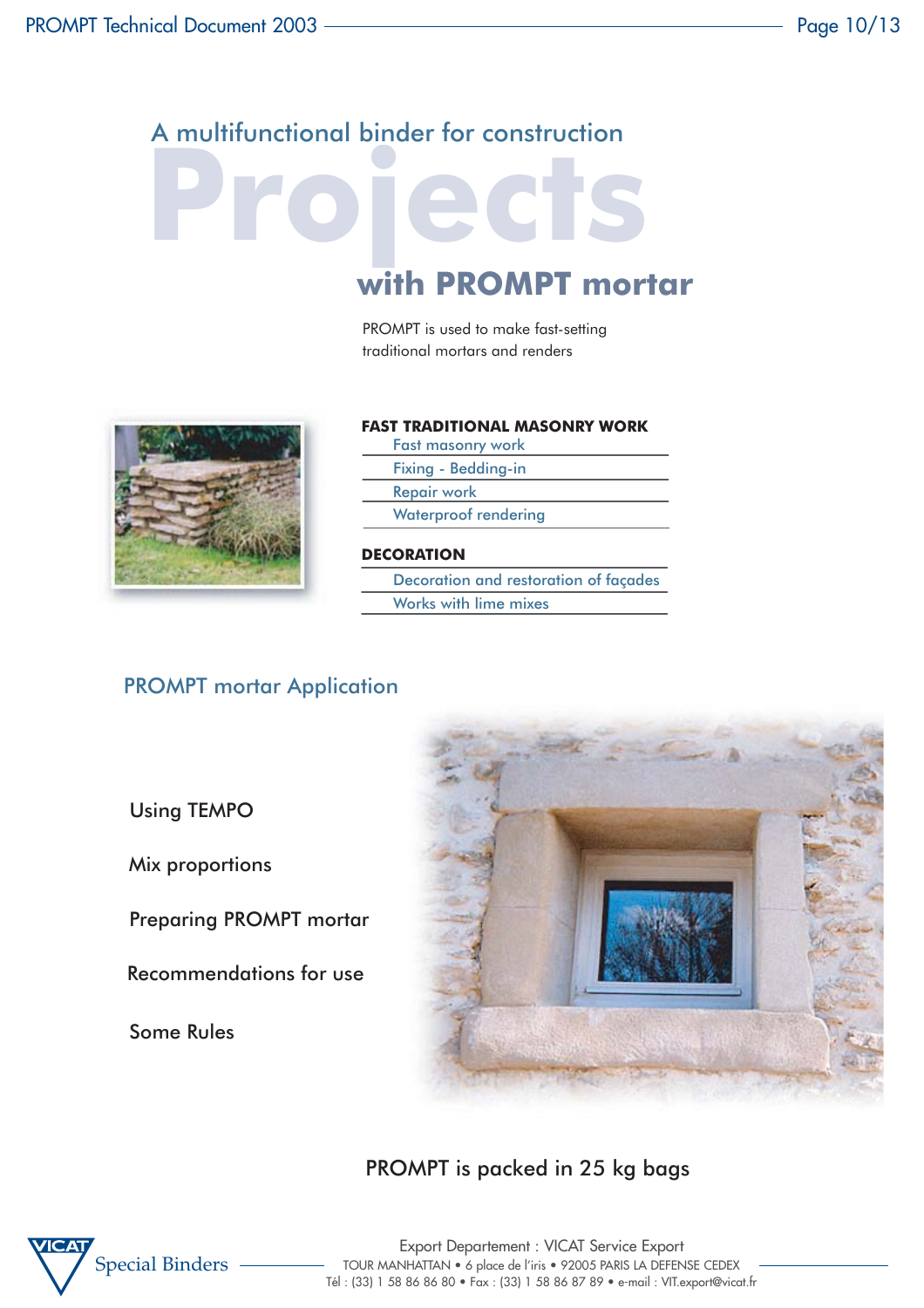A multifunctional binder for construction

# Projects

## with PROMPT mortar

PROMPT is used to make fast-setting traditional mortars and renders

**FAST TRADITIONAL MASONRY WORK**

- Fast masonry work
- Fixing - Bedding-in
- Repair work
- Waterproof rendering

**DECORATION**

- Decoration and restoration of façades
- Works with lime mixes

## PROMPT mortar Application

- Using TEMPO
- Mix proportions
- Preparing PROMPT mortar
- Recommendations for use
- Some Rules

PROMPT is packed in 25 kg bags

Special Binders

Export Departement : VICAT Service Export
TOUR MANHATTAN • 6 place de l'iris • 92005 PARIS LA DEFENSE CEDEX
Tél : (33) 1 58 86 86 80 • Fax : (33) 1 58 86 87 89 • e-mail : VIT.export@vicat.fr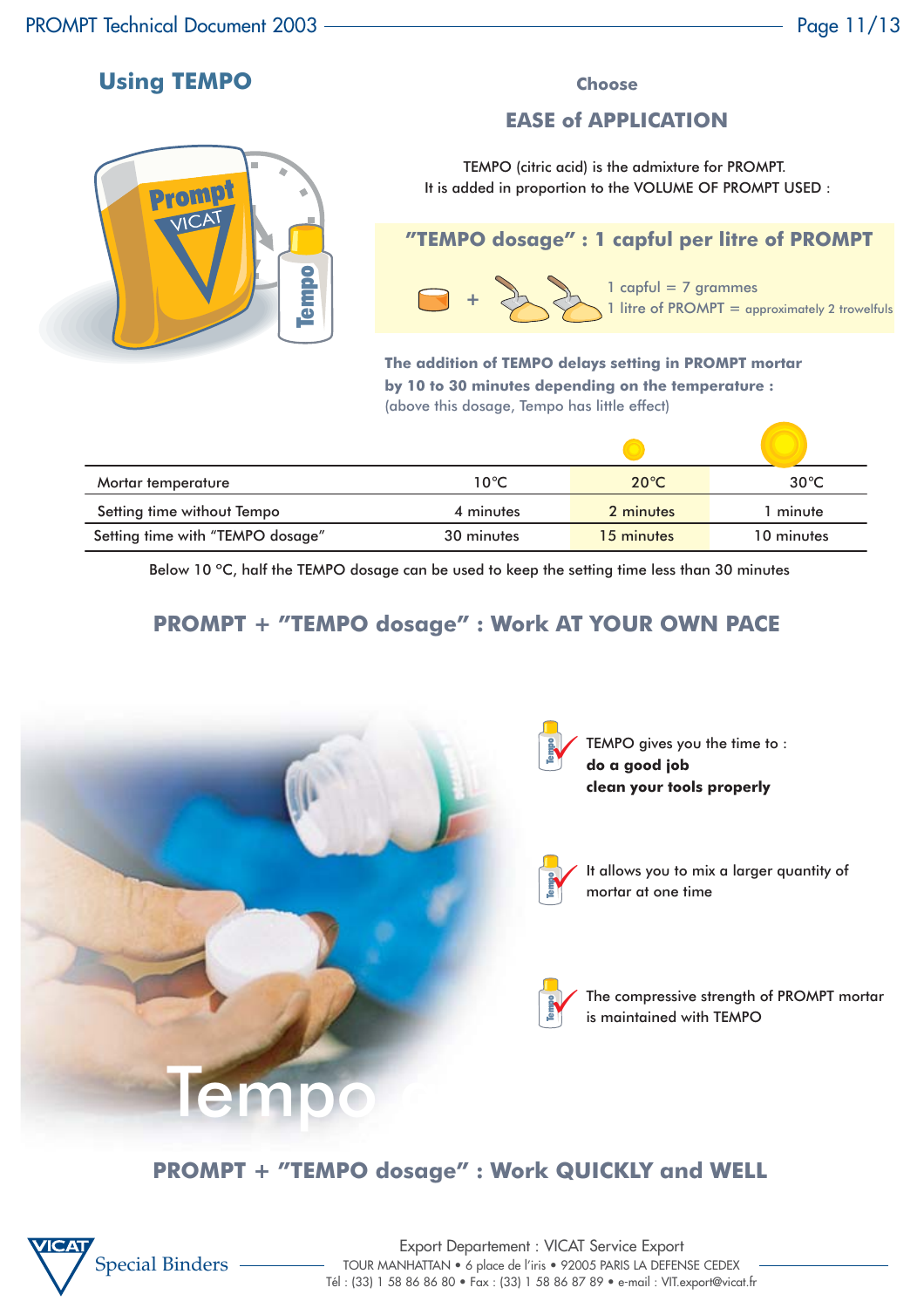## Using TEMPO

Choose

### EASE of APPLICATION

TEMPO (citric acid) is the admixture for PROMPT.
It is added in proportion to the VOLUME OF PROMPT USED :

**"TEMPO dosage" : 1 capful per litre of PROMPT**

1 capful = 7 grammes
1 litre of PROMPT = approximately 2 trowelfuls

**The addition of TEMPO delays setting in PROMPT mortar by 10 to 30 minutes depending on the temperature :**
(above this dosage, Tempo has little effect)

| Mortar temperature | 10°C | 20°C | 30°C |
|---|---|---|---|
| Setting time without Tempo | 4 minutes | 2 minutes | 1 minute |
| Setting time with "TEMPO dosage" | 30 minutes | 15 minutes | 10 minutes |

Below 10 °C, half the TEMPO dosage can be used to keep the setting time less than 30 minutes

### PROMPT + "TEMPO dosage" : Work AT YOUR OWN PACE

TEMPO gives you the time to :
**do a good job**
**clean your tools properly**

It allows you to mix a larger quantity of mortar at one time

The compressive strength of PROMPT mortar is maintained with TEMPO

### PROMPT + "TEMPO dosage" : Work QUICKLY and WELL

Export Departement : VICAT Service Export
TOUR MANHATTAN • 6 place de l'iris • 92005 PARIS LA DEFENSE CEDEX
Tél : (33) 1 58 86 86 80 • Fax : (33) 1 58 86 87 89 • e-mail : VIT.export@vicat.fr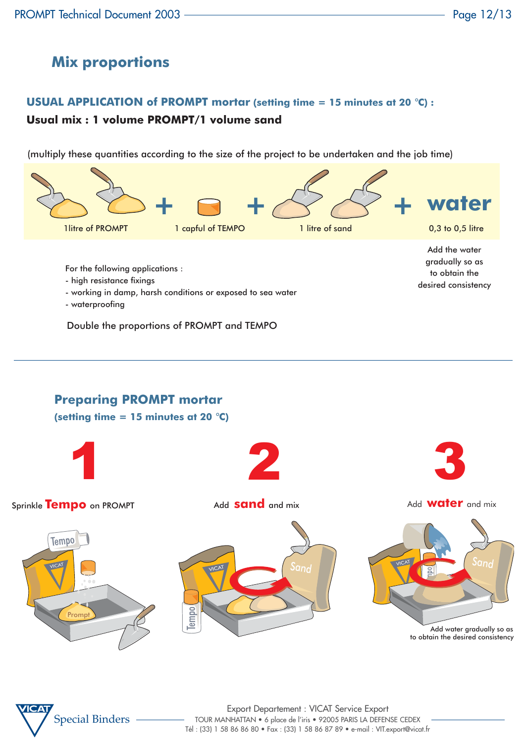## Mix proportions

**USUAL APPLICATION of PROMPT mortar (setting time = 15 minutes at 20 °C) :**

**Usual mix : 1 volume PROMPT/1 volume sand**

(multiply these quantities according to the size of the project to be undertaken and the job time)

1litre of PROMPT + 1 capful of TEMPO + 1 litre of sand + **water** 0,3 to 0,5 litre

Add the water gradually so as to obtain the desired consistency

For the following applications :
- high resistance fixings
- working in damp, harsh conditions or exposed to sea water
- waterproofing

Double the proportions of PROMPT and TEMPO

## Preparing PROMPT mortar

**(setting time = 15 minutes at 20 °C)**

**1**

Sprinkle **Tempo** on PROMPT

**2**

Add **sand** and mix

**3**

Add **water** and mix

Add water gradually so as to obtain the desired consistency

Special Binders

Export Departement : VICAT Service Export
TOUR MANHATTAN • 6 place de l'iris • 92005 PARIS LA DEFENSE CEDEX
Tél : (33) 1 58 86 86 80 • Fax : (33) 1 58 86 87 89 • e-mail : VIT.export@vicat.fr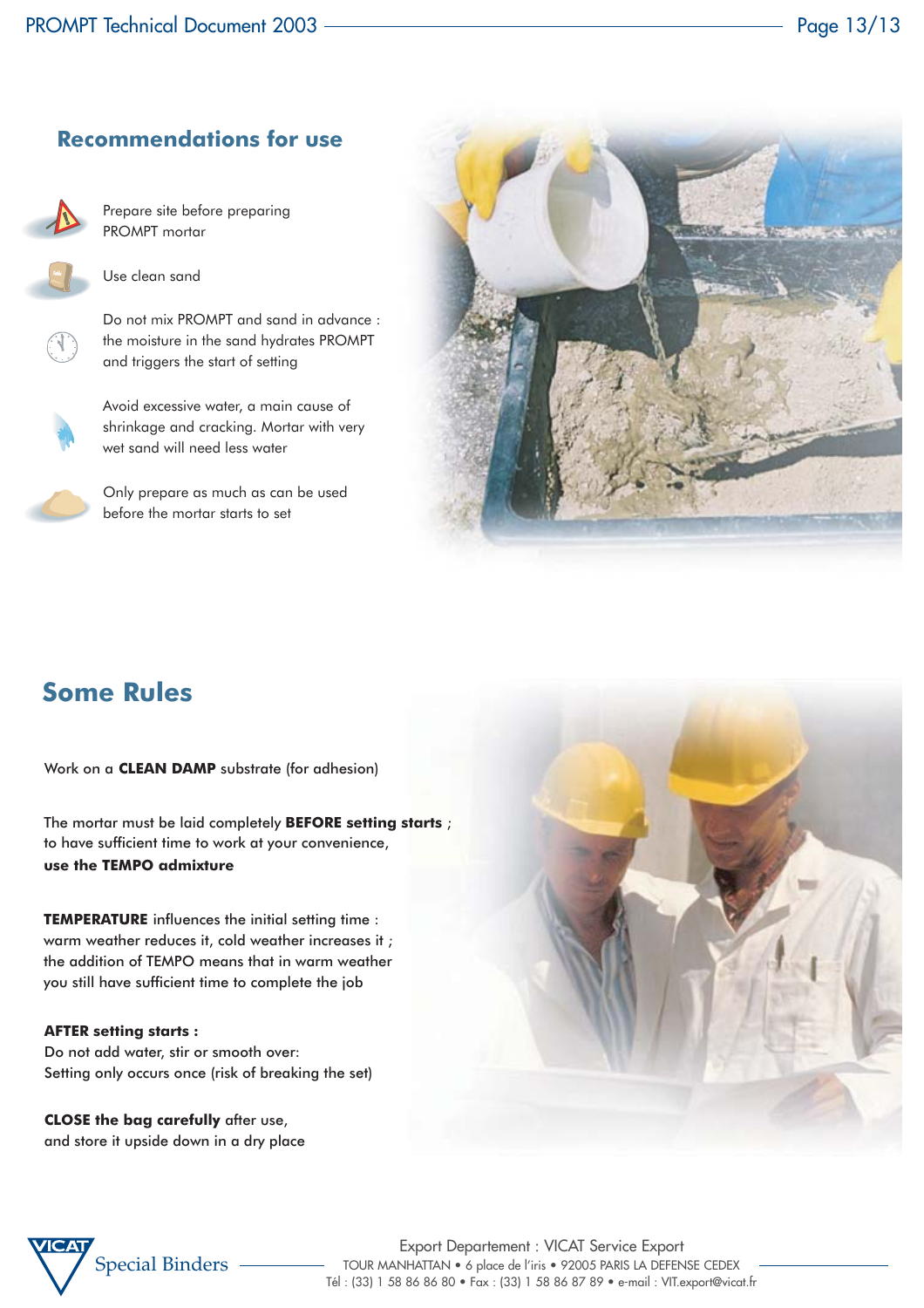## Recommendations for use

- Prepare site before preparing PROMPT mortar
- Use clean sand
- Do not mix PROMPT and sand in advance : the moisture in the sand hydrates PROMPT and triggers the start of setting
- Avoid excessive water, a main cause of shrinkage and cracking. Mortar with very wet sand will need less water
- Only prepare as much as can be used before the mortar starts to set

## Some Rules

Work on a **CLEAN DAMP** substrate (for adhesion)

The mortar must be laid completely **BEFORE setting starts** ; to have sufficient time to work at your convenience, **use the TEMPO admixture**

**TEMPERATURE** influences the initial setting time : warm weather reduces it, cold weather increases it ; the addition of TEMPO means that in warm weather you still have sufficient time to complete the job

**AFTER setting starts :**
Do not add water, stir or smooth over:
Setting only occurs once (risk of breaking the set)

**CLOSE the bag carefully** after use, and store it upside down in a dry place

VICAT Special Binders

Export Departement : VICAT Service Export
TOUR MANHATTAN • 6 place de l'iris • 92005 PARIS LA DEFENSE CEDEX
Tél : (33) 1 58 86 86 80 • Fax : (33) 1 58 86 87 89 • e-mail : VIT.export@vicat.fr